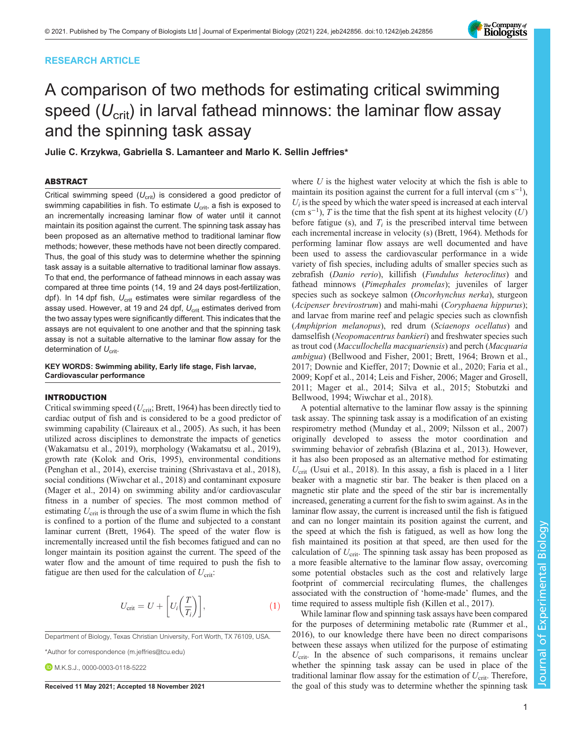RESEARCH ARTICLE

# A comparison of two methods for estimating critical swimming speed ($U_{crit}$) in larval fathead minnows: the laminar flow assay and the spinning task assay

**Julie C. Krzykwa, Gabriella S. Lamanteer and Marlo K. Sellin Jeffries***

## ABSTRACT

Critical swimming speed ($U_{crit}$) is considered a good predictor of swimming capabilities in fish. To estimate $U_{crit}$, a fish is exposed to an incrementally increasing laminar flow of water until it cannot maintain its position against the current. The spinning task assay has been proposed as an alternative method to traditional laminar flow methods; however, these methods have not been directly compared. Thus, the goal of this study was to determine whether the spinning task assay is a suitable alternative to traditional laminar flow assays. To that end, the performance of fathead minnows in each assay was compared at three time points (14, 19 and 24 days post-fertilization, dpf). In 14 dpf fish, $U_{crit}$ estimates were similar regardless of the assay used. However, at 19 and 24 dpf, $U_{crit}$ estimates derived from the two assay types were significantly different. This indicates that the assays are not equivalent to one another and that the spinning task assay is not a suitable alternative to the laminar flow assay for the determination of $U_{crit}$.

**KEY WORDS: Swimming ability, Early life stage, Fish larvae, Cardiovascular performance**

## INTRODUCTION

Critical swimming speed ($U_{crit}$; Brett, 1964) has been directly tied to cardiac output of fish and is considered to be a good predictor of swimming capability (Claireaux et al., 2005). As such, it has been utilized across disciplines to demonstrate the impacts of genetics (Wakamatsu et al., 2019), morphology (Wakamatsu et al., 2019), growth rate (Kolok and Oris, 1995), environmental conditions (Penghan et al., 2014), exercise training (Shrivastava et al., 2018), social conditions (Wiwchar et al., 2018) and contaminant exposure (Mager et al., 2014) on swimming ability and/or cardiovascular fitness in a number of species. The most common method of estimating $U_{crit}$ is through the use of a swim flume in which the fish is confined to a portion of the flume and subjected to a constant laminar current (Brett, 1964). The speed of the water flow is incrementally increased until the fish becomes fatigued and can no longer maintain its position against the current. The speed of the water flow and the amount of time required to push the fish to fatigue are then used for the calculation of $U_{crit}$:

$$U_{crit} = U + \left[U_i\left(\frac{T}{T_i}\right)\right], \quad (1)$$

where $U$ is the highest water velocity at which the fish is able to maintain its position against the current for a full interval (cm $s^{-1}$), $U_i$ is the speed by which the water speed is increased at each interval (cm $s^{-1}$), $T$ is the time that the fish spent at its highest velocity ($U$) before fatigue (s), and $T_i$ is the prescribed interval time between each incremental increase in velocity (s) (Brett, 1964). Methods for performing laminar flow assays are well documented and have been used to assess the cardiovascular performance in a wide variety of fish species, including adults of smaller species such as zebrafish (*Danio rerio*), killifish (*Fundulus heteroclitus*) and fathead minnows (*Pimephales promelas*); juveniles of larger species such as sockeye salmon (*Oncorhynchus nerka*), sturgeon (*Acipenser brevirostrum*) and mahi-mahi (*Coryphaena hippurus*); and larvae from marine reef and pelagic species such as clownfish (*Amphiprion melanopus*), red drum (*Sciaenops ocellatus*) and damselfish (*Neopomacentrus bankieri*) and freshwater species such as trout cod (*Maccullochella macquariensis*) and perch (*Macquaria ambigua*) (Bellwood and Fisher, 2001; Brett, 1964; Brown et al., 2017; Downie and Kieffer, 2017; Downie et al., 2020; Faria et al., 2009; Kopf et al., 2014; Leis and Fisher, 2006; Mager and Grosell, 2011; Mager et al., 2014; Silva et al., 2015; Stobutzki and Bellwood, 1994; Wiwchar et al., 2018).

A potential alternative to the laminar flow assay is the spinning task assay. The spinning task assay is a modification of an existing respirometry method (Munday et al., 2009; Nilsson et al., 2007) originally developed to assess the motor coordination and swimming behavior of zebrafish (Blazina et al., 2013). However, it has also been proposed as an alternative method for estimating $U_{crit}$ (Usui et al., 2018). In this assay, a fish is placed in a 1 liter beaker with a magnetic stir bar. The beaker is then placed on a magnetic stir plate and the speed of the stir bar is incrementally increased, generating a current for the fish to swim against. As in the laminar flow assay, the current is increased until the fish is fatigued and can no longer maintain its position against the current, and the speed at which the fish is fatigued, as well as how long the fish maintained its position at that speed, are then used for the calculation of $U_{crit}$. The spinning task assay has been proposed as a more feasible alternative to the laminar flow assay, overcoming some potential obstacles such as the cost and relatively large footprint of commercial recirculating flumes, the challenges associated with the construction of 'home-made' flumes, and the time required to assess multiple fish (Killen et al., 2017).

While laminar flow and spinning task assays have been compared for the purposes of determining metabolic rate (Rummer et al., 2016), to our knowledge there have been no direct comparisons between these assays when utilized for the purpose of estimating $U_{crit}$. In the absence of such comparisons, it remains unclear whether the spinning task assay can be used in place of the traditional laminar flow assay for the estimation of $U_{crit}$. Therefore, the goal of this study was to determine whether the spinning task

Department of Biology, Texas Christian University, Fort Worth, TX 76109, USA.

*Author for correspondence (m.jeffries@tcu.edu)

M.K.S.J., 0000-0003-0118-5222

**Received 11 May 2021; Accepted 18 November 2021**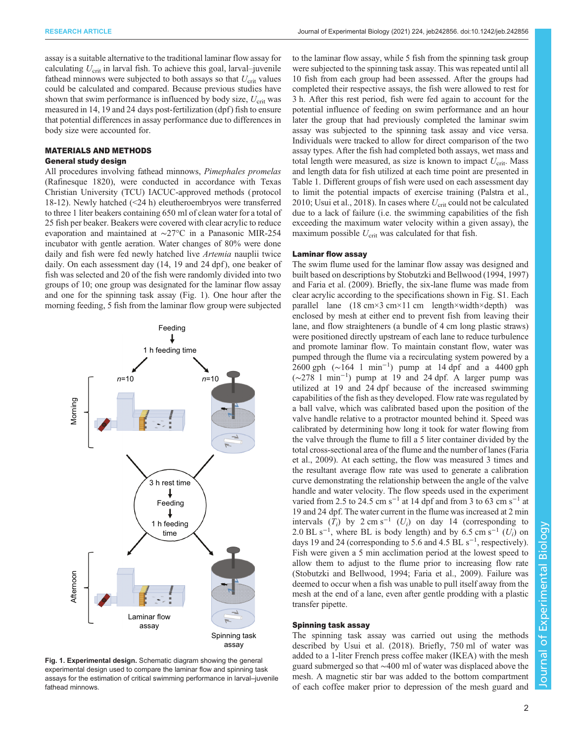assay is a suitable alternative to the traditional laminar flow assay for calculating $U_{crit}$ in larval fish. To achieve this goal, larval–juvenile fathead minnows were subjected to both assays so that $U_{crit}$ values could be calculated and compared. Because previous studies have shown that swim performance is influenced by body size, $U_{crit}$ was measured in 14, 19 and 24 days post-fertilization (dpf) fish to ensure that potential differences in assay performance due to differences in body size were accounted for.

## MATERIALS AND METHODS

### General study design

All procedures involving fathead minnows, *Pimephales promelas* (Rafinesque 1820), were conducted in accordance with Texas Christian University (TCU) IACUC-approved methods (protocol 18-12). Newly hatched (<24 h) eleutheroembryos were transferred to three 1 liter beakers containing 650 ml of clean water for a total of 25 fish per beaker. Beakers were covered with clear acrylic to reduce evaporation and maintained at ∼27°C in a Panasonic MIR-254 incubator with gentle aeration. Water changes of 80% were done daily and fish were fed newly hatched live *Artemia* nauplii twice daily. On each assessment day (14, 19 and 24 dpf), one beaker of fish was selected and 20 of the fish were randomly divided into two groups of 10; one group was designated for the laminar flow assay and one for the spinning task assay (Fig. 1). One hour after the morning feeding, 5 fish from the laminar flow group were subjected to the laminar flow assay, while 5 fish from the spinning task group were subjected to the spinning task assay. This was repeated until all 10 fish from each group had been assessed. After the groups had completed their respective assays, the fish were allowed to rest for 3 h. After this rest period, fish were fed again to account for the potential influence of feeding on swim performance and an hour later the group that had previously completed the laminar swim assay was subjected to the spinning task assay and vice versa. Individuals were tracked to allow for direct comparison of the two assay types. After the fish had completed both assays, wet mass and total length were measured, as size is known to impact $U_{crit}$. Mass and length data for fish utilized at each time point are presented in Table 1. Different groups of fish were used on each assessment day to limit the potential impacts of exercise training (Palstra et al., 2010; Usui et al., 2018). In cases where $U_{crit}$ could not be calculated due to a lack of failure (i.e. the swimming capabilities of the fish exceeding the maximum water velocity within a given assay), the maximum possible $U_{crit}$ was calculated for that fish.

**Fig. 1. Experimental design.** Schematic diagram showing the general experimental design used to compare the laminar flow and spinning task assays for the estimation of critical swimming performance in larval–juvenile fathead minnows.

### Laminar flow assay

The swim flume used for the laminar flow assay was designed and built based on descriptions by Stobutzki and Bellwood (1994, 1997) and Faria et al. (2009). Briefly, the six-lane flume was made from clear acrylic according to the specifications shown in Fig. S1. Each parallel lane (18 cm×3 cm×11 cm length×width×depth) was enclosed by mesh at either end to prevent fish from leaving their lane, and flow straighteners (a bundle of 4 cm long plastic straws) were positioned directly upstream of each lane to reduce turbulence and promote laminar flow. To maintain constant flow, water was pumped through the flume via a recirculating system powered by a 2600 gph (∼164 l min$^{-1}$) pump at 14 dpf and a 4400 gph (∼278 l min$^{-1}$) pump at 19 and 24 dpf. A larger pump was utilized at 19 and 24 dpf because of the increased swimming capabilities of the fish as they developed. Flow rate was regulated by a ball valve, which was calibrated based upon the position of the valve handle relative to a protractor mounted behind it. Speed was calibrated by determining how long it took for water flowing from the valve through the flume to fill a 5 liter container divided by the total cross-sectional area of the flume and the number of lanes (Faria et al., 2009). At each setting, the flow was measured 3 times and the resultant average flow rate was used to generate a calibration curve demonstrating the relationship between the angle of the valve handle and water velocity. The flow speeds used in the experiment varied from 2.5 to 24.5 cm s$^{-1}$ at 14 dpf and from 3 to 63 cm s$^{-1}$ at 19 and 24 dpf. The water current in the flume was increased at 2 min intervals ($T_i$) by 2 cm s$^{-1}$ ($U_i$) on day 14 (corresponding to 2.0 BL s$^{-1}$, where BL is body length) and by 6.5 cm s$^{-1}$ ($U_i$) on days 19 and 24 (corresponding to 5.6 and 4.5 BL s$^{-1}$, respectively). Fish were given a 5 min acclimation period at the lowest speed to allow them to adjust to the flume prior to increasing flow rate (Stobutzki and Bellwood, 1994; Faria et al., 2009). Failure was deemed to occur when a fish was unable to pull itself away from the mesh at the end of a lane, even after gentle prodding with a plastic transfer pipette.

### Spinning task assay

The spinning task assay was carried out using the methods described by Usui et al. (2018). Briefly, 750 ml of water was added to a 1-liter French press coffee maker (IKEA) with the mesh guard submerged so that ∼400 ml of water was displaced above the mesh. A magnetic stir bar was added to the bottom compartment of each coffee maker prior to depression of the mesh guard and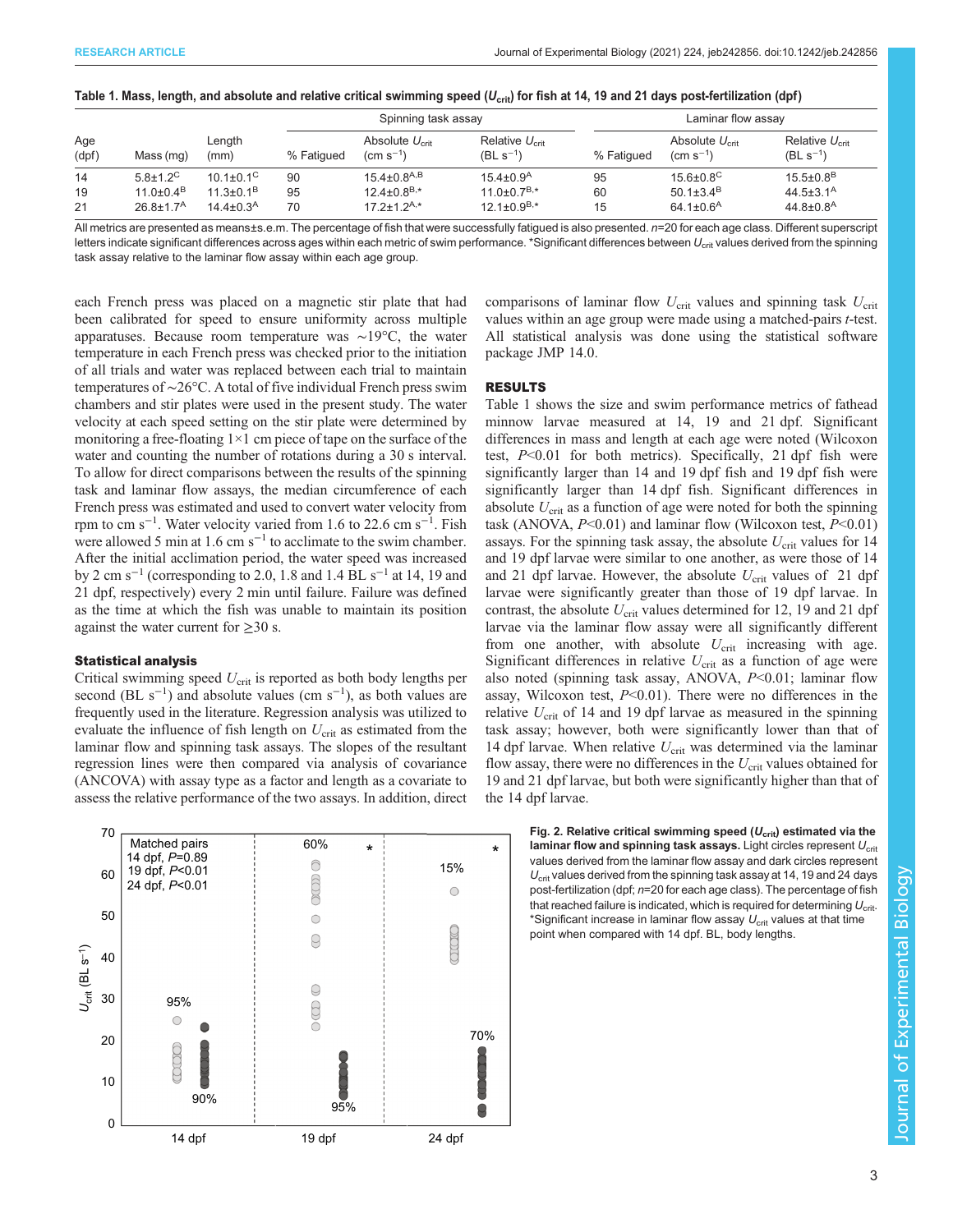**Table 1. Mass, length, and absolute and relative critical swimming speed ($U_{crit}$) for fish at 14, 19 and 21 days post-fertilization (dpf)**

| | | | Spinning task assay | | | Laminar flow assay | | |
|---|---|---|---|---|---|---|---|---|
| Age (dpf) | Mass (mg) | Length (mm) | % Fatigued | Absolute $U_{crit}$ (cm s$^{-1}$) | Relative $U_{crit}$ (BL s$^{-1}$) | % Fatigued | Absolute $U_{crit}$ (cm s$^{-1}$) | Relative $U_{crit}$ (BL s$^{-1}$) |
| 14 | 5.8±1.2$^{C}$ | 10.1±0.1$^{C}$ | 90 | 15.4±0.8$^{A,B}$ | 15.4±0.9$^{A}$ | 95 | 15.6±0.8$^{C}$ | 15.5±0.8$^{B}$ |
| 19 | 11.0±0.4$^{B}$ | 11.3±0.1$^{B}$ | 95 | 12.4±0.8$^{B,*}$ | 11.0±0.7$^{B,*}$ | 60 | 50.1±3.4$^{B}$ | 44.5±3.1$^{A}$ |
| 21 | 26.8±1.7$^{A}$ | 14.4±0.3$^{A}$ | 70 | 17.2±1.2$^{A,*}$ | 12.1±0.9$^{B,*}$ | 15 | 64.1±0.6$^{A}$ | 44.8±0.8$^{A}$ |

All metrics are presented as means±s.e.m. The percentage of fish that were successfully fatigued is also presented. $n$=20 for each age class. Different superscript letters indicate significant differences across ages within each metric of swim performance. *Significant differences between $U_{crit}$ values derived from the spinning task assay relative to the laminar flow assay within each age group.

each French press was placed on a magnetic stir plate that had been calibrated for speed to ensure uniformity across multiple apparatuses. Because room temperature was ~19°C, the water temperature in each French press was checked prior to the initiation of all trials and water was replaced between each trial to maintain temperatures of ~26°C. A total of five individual French press swim chambers and stir plates were used in the present study. The water velocity at each speed setting on the stir plate were determined by monitoring a free-floating 1×1 cm piece of tape on the surface of the water and counting the number of rotations during a 30 s interval. To allow for direct comparisons between the results of the spinning task and laminar flow assays, the median circumference of each French press was estimated and used to convert water velocity from rpm to cm s$^{-1}$. Water velocity varied from 1.6 to 22.6 cm s$^{-1}$. Fish were allowed 5 min at 1.6 cm s$^{-1}$ to acclimate to the swim chamber. After the initial acclimation period, the water speed was increased by 2 cm s$^{-1}$ (corresponding to 2.0, 1.8 and 1.4 BL s$^{-1}$ at 14, 19 and 21 dpf, respectively) every 2 min until failure. Failure was defined as the time at which the fish was unable to maintain its position against the water current for ≥30 s.

### Statistical analysis

Critical swimming speed $U_{crit}$ is reported as both body lengths per second (BL s$^{-1}$) and absolute values (cm s$^{-1}$), as both values are frequently used in the literature. Regression analysis was utilized to evaluate the influence of fish length on $U_{crit}$ as estimated from the laminar flow and spinning task assays. The slopes of the resultant regression lines were then compared via analysis of covariance (ANCOVA) with assay type as a factor and length as a covariate to assess the relative performance of the two assays. In addition, direct comparisons of laminar flow $U_{crit}$ values and spinning task $U_{crit}$ values within an age group were made using a matched-pairs $t$-test. All statistical analysis was done using the statistical software package JMP 14.0.

## RESULTS

Table 1 shows the size and swim performance metrics of fathead minnow larvae measured at 14, 19 and 21 dpf. Significant differences in mass and length at each age were noted (Wilcoxon test, $P$<0.01 for both metrics). Specifically, 21 dpf fish were significantly larger than 14 and 19 dpf fish and 19 dpf fish were significantly larger than 14 dpf fish. Significant differences in absolute $U_{crit}$ as a function of age were noted for both the spinning task (ANOVA, $P$<0.01) and laminar flow (Wilcoxon test, $P$<0.01) assays. For the spinning task assay, the absolute $U_{crit}$ values for 14 and 19 dpf larvae were similar to one another, as were those of 14 and 21 dpf larvae. However, the absolute $U_{crit}$ values of 21 dpf larvae were significantly greater than those of 19 dpf larvae. In contrast, the absolute $U_{crit}$ values determined for 12, 19 and 21 dpf larvae via the laminar flow assay were all significantly different from one another, with absolute $U_{crit}$ increasing with age. Significant differences in relative $U_{crit}$ as a function of age were also noted (spinning task assay, ANOVA, $P$<0.01; laminar flow assay, Wilcoxon test, $P$<0.01). There were no differences in the relative $U_{crit}$ of 14 and 19 dpf larvae as measured in the spinning task assay; however, both were significantly lower than that of 14 dpf larvae. When relative $U_{crit}$ was determined via the laminar flow assay, there were no differences in the $U_{crit}$ values obtained for 19 and 21 dpf larvae, but both were significantly higher than that of the 14 dpf larvae.

**Fig. 2. Relative critical swimming speed ($U_{crit}$) estimated via the laminar flow and spinning task assays.** Light circles represent $U_{crit}$ values derived from the laminar flow assay and dark circles represent $U_{crit}$ values derived from the spinning task assay at 14, 19 and 24 days post-fertilization (dpf; $n$=20 for each age class). The percentage of fish that reached failure is indicated, which is required for determining $U_{crit}$. *Significant increase in laminar flow assay $U_{crit}$ values at that time point when compared with 14 dpf. BL, body lengths.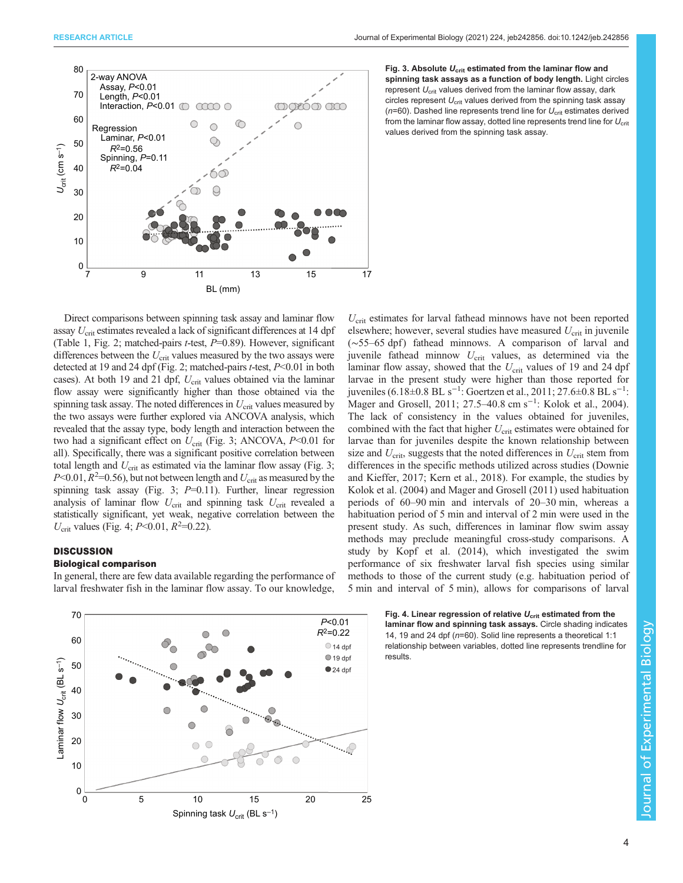Fig. 3. Absolute $U_{crit}$ estimated from the laminar flow and spinning task assays as a function of body length. Light circles represent $U_{crit}$ values derived from the laminar flow assay, dark circles represent $U_{crit}$ values derived from the spinning task assay ($n$=60). Dashed line represents trend line for $U_{crit}$ estimates derived from the laminar flow assay, dotted line represents trend line for $U_{crit}$ values derived from the spinning task assay.

Direct comparisons between spinning task assay and laminar flow assay $U_{crit}$ estimates revealed a lack of significant differences at 14 dpf (Table 1, Fig. 2; matched-pairs $t$-test, $P$=0.89). However, significant differences between the $U_{crit}$ values measured by the two assays were detected at 19 and 24 dpf (Fig. 2; matched-pairs $t$-test, $P$<0.01 in both cases). At both 19 and 21 dpf, $U_{crit}$ values obtained via the laminar flow assay were significantly higher than those obtained via the spinning task assay. The noted differences in $U_{crit}$ values measured by the two assays were further explored via ANCOVA analysis, which revealed that the assay type, body length and interaction between the two had a significant effect on $U_{crit}$ (Fig. 3; ANCOVA, $P$<0.01 for all). Specifically, there was a significant positive correlation between total length and $U_{crit}$ as estimated via the laminar flow assay (Fig. 3; $P$<0.01, $R^2$=0.56), but not between length and $U_{crit}$ as measured by the spinning task assay (Fig. 3; $P$=0.11). Further, linear regression analysis of laminar flow $U_{crit}$ and spinning task $U_{crit}$ revealed a statistically significant, yet weak, negative correlation between the $U_{crit}$ values (Fig. 4; $P$<0.01, $R^2$=0.22).

## DISCUSSION

### Biological comparison

In general, there are few data available regarding the performance of larval freshwater fish in the laminar flow assay. To our knowledge, $U_{crit}$ estimates for larval fathead minnows have not been reported elsewhere; however, several studies have measured $U_{crit}$ in juvenile (∼55–65 dpf) fathead minnows. A comparison of larval and juvenile fathead minnow $U_{crit}$ values, as determined via the laminar flow assay, showed that the $U_{crit}$ values of 19 and 24 dpf larvae in the present study were higher than those reported for juveniles (6.18±0.8 BL s$^{-1}$: Goertzen et al., 2011; 27.6±0.8 BL s$^{-1}$: Mager and Grosell, 2011; 27.5–40.8 cm s$^{-1}$: Kolok et al., 2004). The lack of consistency in the values obtained for juveniles, combined with the fact that higher $U_{crit}$ estimates were obtained for larvae than for juveniles despite the known relationship between size and $U_{crit}$, suggests that the noted differences in $U_{crit}$ stem from differences in the specific methods utilized across studies (Downie and Kieffer, 2017; Kern et al., 2018). For example, the studies by Kolok et al. (2004) and Mager and Grosell (2011) used habituation periods of 60–90 min and intervals of 20–30 min, whereas a habituation period of 5 min and interval of 2 min were used in the present study. As such, differences in laminar flow swim assay methods may preclude meaningful cross-study comparisons. A study by Kopf et al. (2014), which investigated the swim performance of six freshwater larval fish species using similar methods to those of the current study (e.g. habituation period of 5 min and interval of 5 min), allows for comparisons of larval

Fig. 4. Linear regression of relative $U_{crit}$ estimated from the laminar flow and spinning task assays. Circle shading indicates 14, 19 and 24 dpf ($n$=60). Solid line represents a theoretical 1:1 relationship between variables, dotted line represents trendline for results.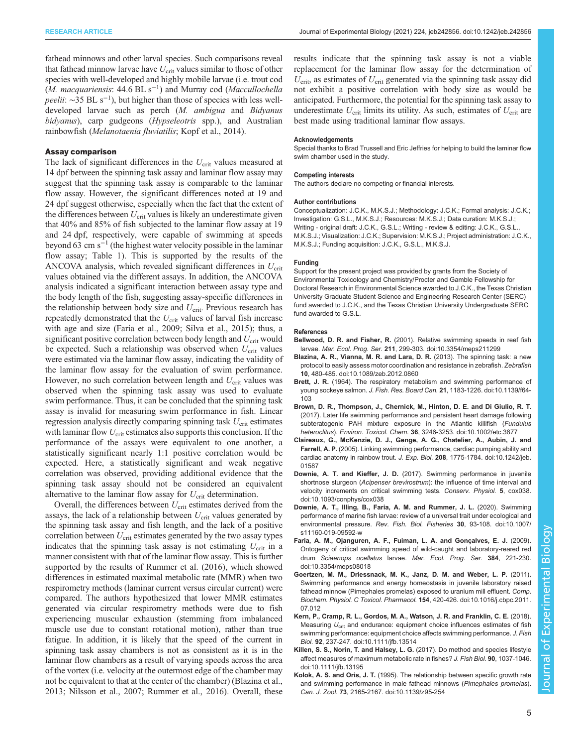fathead minnows and other larval species. Such comparisons reveal that fathead minnow larvae have $U_{crit}$ values similar to those of other species with well-developed and highly mobile larvae (i.e. trout cod (*M. macquariensis*: 44.6 BL $s^{-1}$) and Murray cod (*Maccullochella peelii*: ∼35 BL $s^{-1}$), but higher than those of species with less well-developed larvae such as perch (*M. ambigua* and *Bidyanus bidyanus*), carp gudgeons (*Hypseleotris* spp.), and Australian rainbowfish (*Melanotaenia fluviatilis*; Kopf et al., 2014).

### Assay comparison

The lack of significant differences in the $U_{crit}$ values measured at 14 dpf between the spinning task assay and laminar flow assay may suggest that the spinning task assay is comparable to the laminar flow assay. However, the significant differences noted at 19 and 24 dpf suggest otherwise, especially when the fact that the extent of the differences between $U_{crit}$ values is likely an underestimate given that 40% and 85% of fish subjected to the laminar flow assay at 19 and 24 dpf, respectively, were capable of swimming at speeds beyond 63 cm $s^{-1}$ (the highest water velocity possible in the laminar flow assay; Table 1). This is supported by the results of the ANCOVA analysis, which revealed significant differences in $U_{crit}$ values obtained via the different assays. In addition, the ANCOVA analysis indicated a significant interaction between assay type and the body length of the fish, suggesting assay-specific differences in the relationship between body size and $U_{crit}$. Previous research has repeatedly demonstrated that the $U_{crit}$ values of larval fish increase with age and size (Faria et al., 2009; Silva et al., 2015); thus, a significant positive correlation between body length and $U_{crit}$ would be expected. Such a relationship was observed when $U_{crit}$ values were estimated via the laminar flow assay, indicating the validity of the laminar flow assay for the evaluation of swim performance. However, no such correlation between length and $U_{crit}$ values was observed when the spinning task assay was used to evaluate swim performance. Thus, it can be concluded that the spinning task assay is invalid for measuring swim performance in fish. Linear regression analysis directly comparing spinning task $U_{crit}$ estimates with laminar flow $U_{crit}$ estimates also supports this conclusion. If the performance of the assays were equivalent to one another, a statistically significant nearly 1:1 positive correlation would be expected. Here, a statistically significant and weak negative correlation was observed, providing additional evidence that the spinning task assay should not be considered an equivalent alternative to the laminar flow assay for $U_{crit}$ determination.

Overall, the differences between $U_{crit}$ estimates derived from the assays, the lack of a relationship between $U_{crit}$ values generated by the spinning task assay and fish length, and the lack of a positive correlation between $U_{crit}$ estimates generated by the two assay types indicates that the spinning task assay is not estimating $U_{crit}$ in a manner consistent with that of the laminar flow assay. This is further supported by the results of Rummer et al. (2016), which showed differences in estimated maximal metabolic rate (MMR) when two respirometry methods (laminar current versus circular current) were compared. The authors hypothesized that lower MMR estimates generated via circular respirometry methods were due to fish experiencing muscular exhaustion (stemming from imbalanced muscle use due to constant rotational motion), rather than true fatigue. In addition, it is likely that the speed of the current in spinning task assay chambers is not as consistent as it is in the laminar flow chambers as a result of varying speeds across the area of the vortex (i.e. velocity at the outermost edge of the chamber may not be equivalent to that at the center of the chamber) (Blazina et al., 2013; Nilsson et al., 2007; Rummer et al., 2016). Overall, these results indicate that the spinning task assay is not a viable replacement for the laminar flow assay for the determination of $U_{crit}$, as estimates of $U_{crit}$ generated via the spinning task assay did not exhibit a positive correlation with body size as would be anticipated. Furthermore, the potential for the spinning task assay to underestimate $U_{crit}$ limits its utility. As such, estimates of $U_{crit}$ are best made using traditional laminar flow assays.

#### Acknowledgements
Special thanks to Brad Trussell and Eric Jeffries for helping to build the laminar flow swim chamber used in the study.

#### Competing interests
The authors declare no competing or financial interests.

#### Author contributions
Conceptualization: J.C.K., M.K.S.J.; Methodology: J.C.K.; Formal analysis: J.C.K.; Investigation: G.S.L., M.K.S.J.; Resources: M.K.S.J.; Data curation: M.K.S.J.; Writing - original draft: J.C.K., G.S.L.; Writing - review & editing: J.C.K., G.S.L., M.K.S.J.; Visualization: J.C.K.; Supervision: M.K.S.J.; Project administration: J.C.K., M.K.S.J.; Funding acquisition: J.C.K., G.S.L., M.K.S.J.

#### Funding
Support for the present project was provided by grants from the Society of Environmental Toxicology and Chemistry/Procter and Gamble Fellowship for Doctoral Research in Environmental Science awarded to J.C.K., the Texas Christian University Graduate Student Science and Engineering Research Center (SERC) fund awarded to J.C.K., and the Texas Christian University Undergraduate SERC fund awarded to G.S.L.

#### References

**Bellwood, D. R. and Fisher, R.** (2001). Relative swimming speeds in reef fish larvae. *Mar. Ecol. Prog. Ser.* **211**, 299-303. doi:10.3354/meps211299

**Blazina, A. R., Vianna, M. R. and Lara, D. R.** (2013). The spinning task: a new protocol to easily assess motor coordination and resistance in zebrafish. *Zebrafish* **10**, 480-485. doi:10.1089/zeb.2012.0860

**Brett, J. R.** (1964). The respiratory metabolism and swimming performance of young sockeye salmon. *J. Fish. Res. Board Can.* **21**, 1183-1226. doi:10.1139/f64-103

**Brown, D. R., Thompson, J., Chernick, M., Hinton, D. E. and Di Giulio, R. T.** (2017). Later life swimming performance and persistent heart damage following subteratogenic PAH mixture exposure in the Atlantic killifish (*Fundulus heteroclitus*). *Environ. Toxicol. Chem.* **36**, 3246-3253. doi:10.1002/etc.3877

**Claireaux, G., McKenzie, D. J., Genge, A. G., Chatelier, A., Aubin, J. and Farrell, A. P.** (2005). Linking swimming performance, cardiac pumping ability and cardiac anatomy in rainbow trout. *J. Exp. Biol.* **208**, 1775-1784. doi:10.1242/jeb.01587

**Downie, A. T. and Kieffer, J. D.** (2017). Swimming performance in juvenile shortnose sturgeon (*Acipenser brevirostrum*): the influence of time interval and velocity increments on critical swimming tests. *Conserv. Physiol.* **5**, cox038. doi:10.1093/conphys/cox038

**Downie, A. T., Illing, B., Faria, A. M. and Rummer, J. L.** (2020). Swimming performance of marine fish larvae: review of a universal trait under ecological and environmental pressure. *Rev. Fish. Biol. Fisheries* **30**, 93-108. doi:10.1007/s11160-019-09592-w

**Faria, A. M., Ojanguren, A. F., Fuiman, L. A. and Gonçalves, E. J.** (2009). Ontogeny of critical swimming speed of wild-caught and laboratory-reared red drum *Sciaenops ocellatus* larvae. *Mar. Ecol. Prog. Ser.* **384**, 221-230. doi:10.3354/meps08018

**Goertzen, M. M., Driessnack, M. K., Janz, D. M. and Weber, L. P.** (2011). Swimming performance and energy homeostasis in juvenile laboratory raised fathead minnow (Pimephales promelas) exposed to uranium mill effluent. *Comp. Biochem. Physiol. C Toxicol. Pharmacol.* **154**, 420-426. doi:10.1016/j.cbpc.2011.07.012

**Kern, P., Cramp, R. L., Gordos, M. A., Watson, J. R. and Franklin, C. E.** (2018). Measuring $U_{crit}$ and endurance: equipment choice influences estimates of fish swimming performance: equipment choice affects swimming performance. *J. Fish Biol.* **92**, 237-247. doi:10.1111/jfb.13514

**Killen, S. S., Norin, T. and Halsey, L. G.** (2017). Do method and species lifestyle affect measures of maximum metabolic rate in fishes? *J. Fish Biol.* **90**, 1037-1046. doi:10.1111/jfb.13195

**Kolok, A. S. and Oris, J. T.** (1995). The relationship between specific growth rate and swimming performance in male fathead minnows (*Pimephales promelas*). *Can. J. Zool.* **73**, 2165-2167. doi:10.1139/z95-254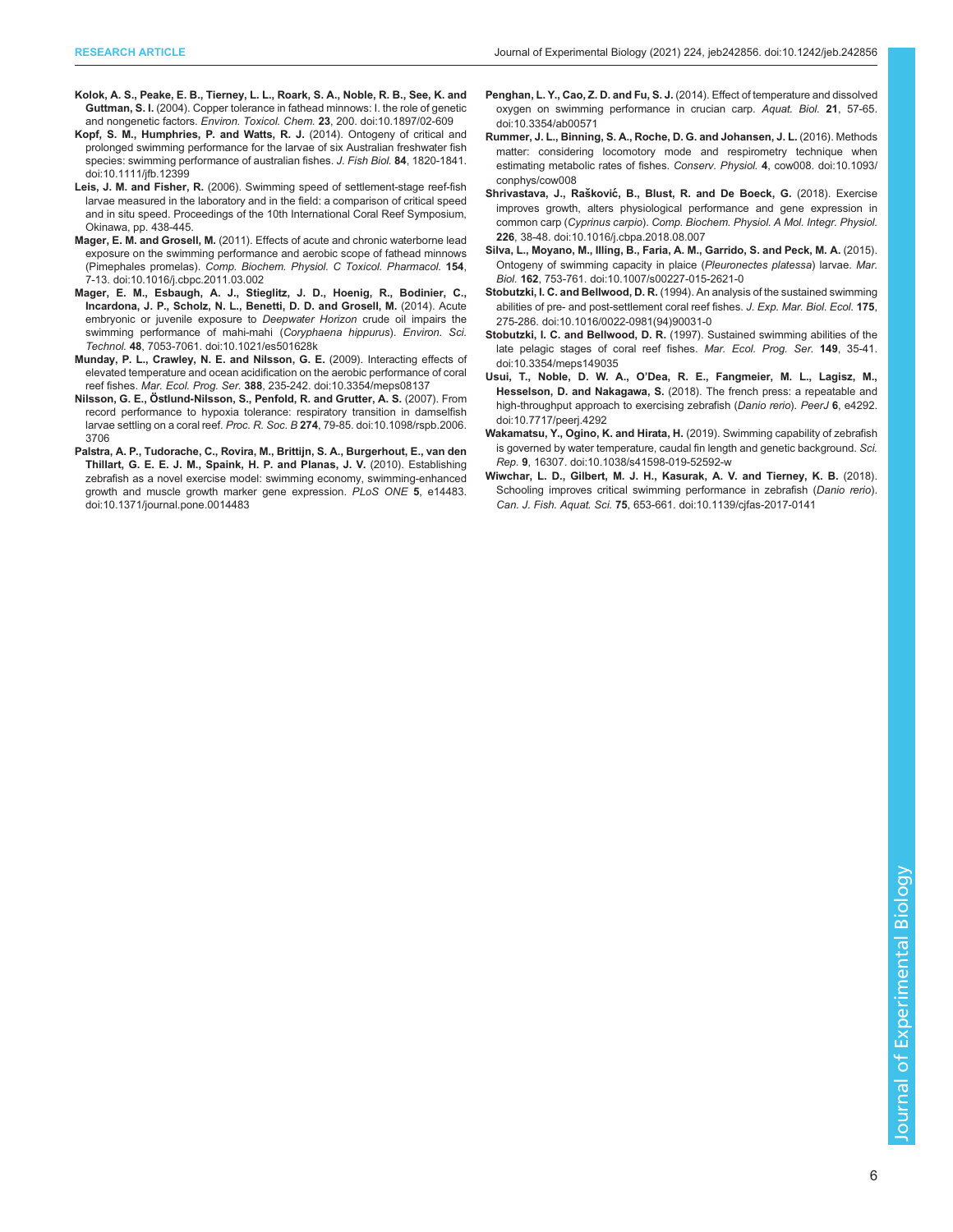**Kolok, A. S., Peake, E. B., Tierney, L. L., Roark, S. A., Noble, R. B., See, K. and Guttman, S. I.** (2004). Copper tolerance in fathead minnows: I. the role of genetic and nongenetic factors. *Environ. Toxicol. Chem.* **23**, 200. doi:10.1897/02-609

**Kopf, S. M., Humphries, P. and Watts, R. J.** (2014). Ontogeny of critical and prolonged swimming performance for the larvae of six Australian freshwater fish species: swimming performance of australian fishes. *J. Fish Biol.* **84**, 1820-1841. doi:10.1111/jfb.12399

**Leis, J. M. and Fisher, R.** (2006). Swimming speed of settlement-stage reef-fish larvae measured in the laboratory and in the field: a comparison of critical speed and in situ speed. Proceedings of the 10th International Coral Reef Symposium, Okinawa, pp. 438-445.

**Mager, E. M. and Grosell, M.** (2011). Effects of acute and chronic waterborne lead exposure on the swimming performance and aerobic scope of fathead minnows (Pimephales promelas). *Comp. Biochem. Physiol. C Toxicol. Pharmacol.* **154**, 7-13. doi:10.1016/j.cbpc.2011.03.002

**Mager, E. M., Esbaugh, A. J., Stieglitz, J. D., Hoenig, R., Bodinier, C., Incardona, J. P., Scholz, N. L., Benetti, D. D. and Grosell, M.** (2014). Acute embryonic or juvenile exposure to *Deepwater Horizon* crude oil impairs the swimming performance of mahi-mahi (*Coryphaena hippurus*). *Environ. Sci. Technol.* **48**, 7053-7061. doi:10.1021/es501628k

**Munday, P. L., Crawley, N. E. and Nilsson, G. E.** (2009). Interacting effects of elevated temperature and ocean acidification on the aerobic performance of coral reef fishes. *Mar. Ecol. Prog. Ser.* **388**, 235-242. doi:10.3354/meps08137

**Nilsson, G. E., Östlund-Nilsson, S., Penfold, R. and Grutter, A. S.** (2007). From record performance to hypoxia tolerance: respiratory transition in damselfish larvae settling on a coral reef. *Proc. R. Soc. B* **274**, 79-85. doi:10.1098/rspb.2006.3706

**Palstra, A. P., Tudorache, C., Rovira, M., Brittijn, S. A., Burgerhout, E., van den Thillart, G. E. E. J. M., Spaink, H. P. and Planas, J. V.** (2010). Establishing zebrafish as a novel exercise model: swimming economy, swimming-enhanced growth and muscle growth marker gene expression. *PLoS ONE* **5**, e14483. doi:10.1371/journal.pone.0014483

**Penghan, L. Y., Cao, Z. D. and Fu, S. J.** (2014). Effect of temperature and dissolved oxygen on swimming performance in crucian carp. *Aquat. Biol.* **21**, 57-65. doi:10.3354/ab00571

**Rummer, J. L., Binning, S. A., Roche, D. G. and Johansen, J. L.** (2016). Methods matter: considering locomotory mode and respirometry technique when estimating metabolic rates of fishes. *Conserv. Physiol.* **4**, cow008. doi:10.1093/conphys/cow008

**Shrivastava, J., Rašković, B., Blust, R. and De Boeck, G.** (2018). Exercise improves growth, alters physiological performance and gene expression in common carp (*Cyprinus carpio*). *Comp. Biochem. Physiol. A Mol. Integr. Physiol.* **226**, 38-48. doi:10.1016/j.cbpa.2018.08.007

**Silva, L., Moyano, M., Illing, B., Faria, A. M., Garrido, S. and Peck, M. A.** (2015). Ontogeny of swimming capacity in plaice (*Pleuronectes platessa*) larvae. *Mar. Biol.* **162**, 753-761. doi:10.1007/s00227-015-2621-0

**Stobutzki, I. C. and Bellwood, D. R.** (1994). An analysis of the sustained swimming abilities of pre- and post-settlement coral reef fishes. *J. Exp. Mar. Biol. Ecol.* **175**, 275-286. doi:10.1016/0022-0981(94)90031-0

**Stobutzki, I. C. and Bellwood, D. R.** (1997). Sustained swimming abilities of the late pelagic stages of coral reef fishes. *Mar. Ecol. Prog. Ser.* **149**, 35-41. doi:10.3354/meps149035

**Usui, T., Noble, D. W. A., O'Dea, R. E., Fangmeier, M. L., Lagisz, M., Hesselson, D. and Nakagawa, S.** (2018). The french press: a repeatable and high-throughput approach to exercising zebrafish (*Danio rerio*). *PeerJ* **6**, e4292. doi:10.7717/peerj.4292

**Wakamatsu, Y., Ogino, K. and Hirata, H.** (2019). Swimming capability of zebrafish is governed by water temperature, caudal fin length and genetic background. *Sci. Rep.* **9**, 16307. doi:10.1038/s41598-019-52592-w

**Wiwchar, L. D., Gilbert, M. J. H., Kasurak, A. V. and Tierney, K. B.** (2018). Schooling improves critical swimming performance in zebrafish (*Danio rerio*). *Can. J. Fish. Aquat. Sci.* **75**, 653-661. doi:10.1139/cjfas-2017-0141